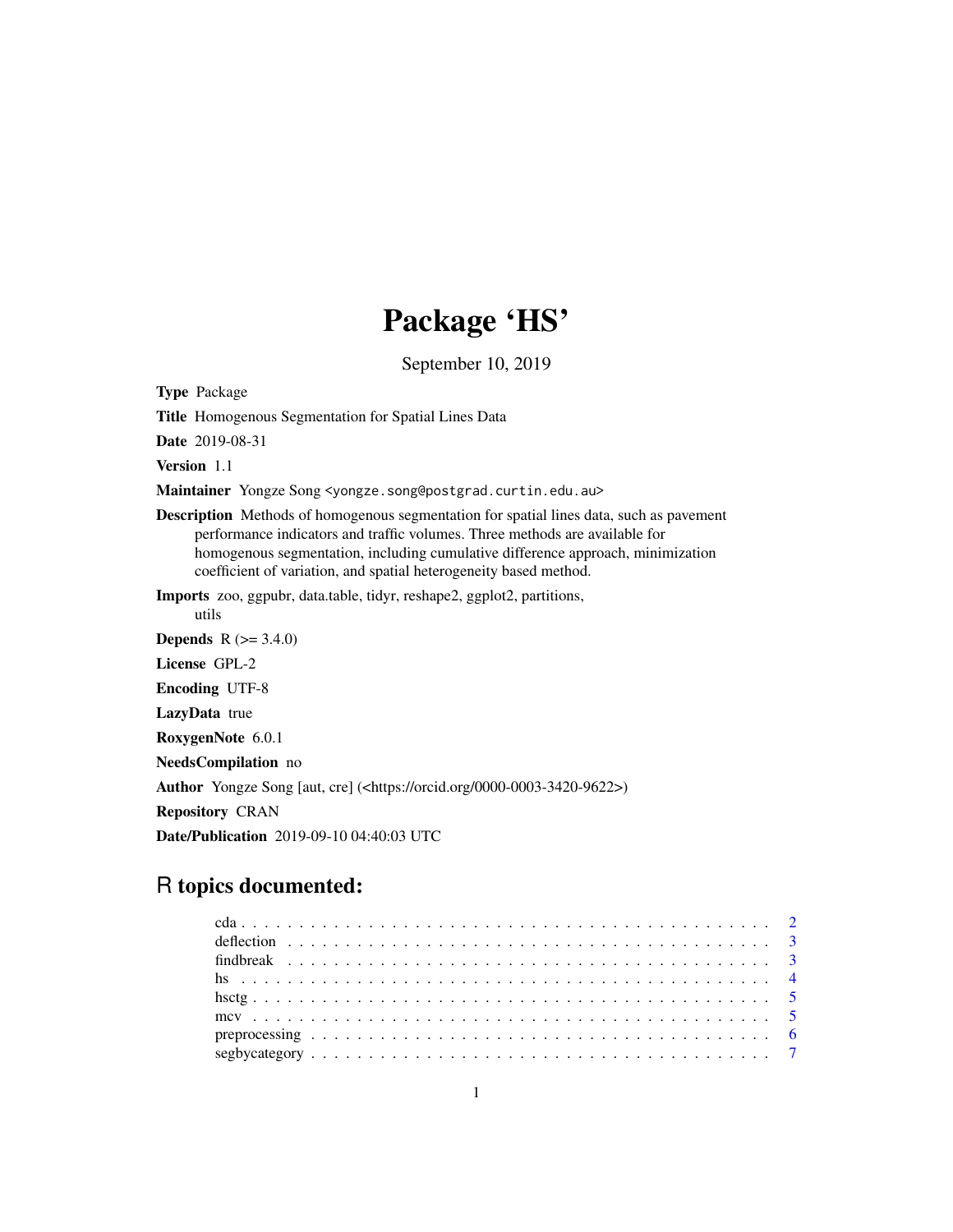# Package 'HS'

September 10, 2019

**Type** Package

**Title** Homogenous Segmentation for Spatial Lines Data

**Date** 2019-08-31

**Version** 1.1

**Maintainer** Yongze Song <yongze.song@postgrad.curtin.edu.au>

**Description** Methods of homogenous segmentation for spatial lines data, such as pavement performance indicators and traffic volumes. Three methods are available for homogenous segmentation, including cumulative difference approach, minimization coefficient of variation, and spatial heterogeneity based method.

**Imports** zoo, ggpubr, data.table, tidyr, reshape2, ggplot2, partitions, utils

**Depends** R (>= 3.4.0)

**License** GPL-2

**Encoding** UTF-8

**LazyData** true

**RoxygenNote** 6.0.1

**NeedsCompilation** no

**Author** Yongze Song [aut, cre] (<https://orcid.org/0000-0003-3420-9622>)

**Repository** CRAN

**Date/Publication** 2019-09-10 04:40:03 UTC

## R topics documented:

- cda . . . . . . . . . . . . . . . . . . . . . . . . . . . . . . . . . . . . . . . . . . . 2
- deflection . . . . . . . . . . . . . . . . . . . . . . . . . . . . . . . . . . . . . . . 3
- findbreak . . . . . . . . . . . . . . . . . . . . . . . . . . . . . . . . . . . . . . . 3
- hs . . . . . . . . . . . . . . . . . . . . . . . . . . . . . . . . . . . . . . . . . . . . 4
- hsctg . . . . . . . . . . . . . . . . . . . . . . . . . . . . . . . . . . . . . . . . . 5
- mcv . . . . . . . . . . . . . . . . . . . . . . . . . . . . . . . . . . . . . . . . . . 5
- preprocessing . . . . . . . . . . . . . . . . . . . . . . . . . . . . . . . . . . . . 6
- segbycategory . . . . . . . . . . . . . . . . . . . . . . . . . . . . . . . . . . . . 7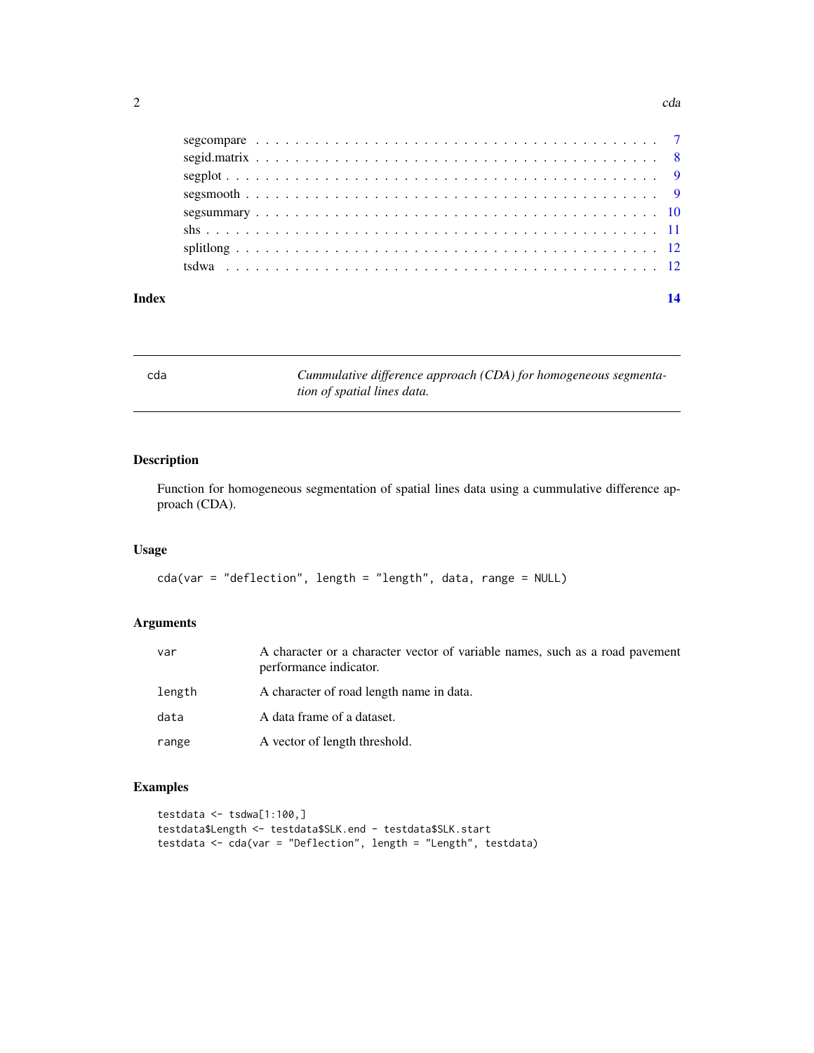segcompare . . . . . . . . . . . . . . . . . . . . . . . . . . . . . . . . . . . . . . . . 7
segid.matrix . . . . . . . . . . . . . . . . . . . . . . . . . . . . . . . . . . . . . . . 8
segplot . . . . . . . . . . . . . . . . . . . . . . . . . . . . . . . . . . . . . . . . . . 9
segsmooth . . . . . . . . . . . . . . . . . . . . . . . . . . . . . . . . . . . . . . . . 9
segsummary . . . . . . . . . . . . . . . . . . . . . . . . . . . . . . . . . . . . . . . 10
shs . . . . . . . . . . . . . . . . . . . . . . . . . . . . . . . . . . . . . . . . . . . . 11
splitlong . . . . . . . . . . . . . . . . . . . . . . . . . . . . . . . . . . . . . . . . . 12
tsdwa . . . . . . . . . . . . . . . . . . . . . . . . . . . . . . . . . . . . . . . . . . . 12

**Index** **14**

---

## cda — *Cummulative difference approach (CDA) for homogeneous segmentation of spatial lines data.*

### Description

Function for homogeneous segmentation of spatial lines data using a cummulative difference approach (CDA).

### Usage

```
cda(var = "deflection", length = "length", data, range = NULL)
```

### Arguments

| | |
|---|---|
| `var` | A character or a character vector of variable names, such as a road pavement performance indicator. |
| `length` | A character of road length name in data. |
| `data` | A data frame of a dataset. |
| `range` | A vector of length threshold. |

### Examples

```
testdata <- tsdwa[1:100,]
testdata$Length <- testdata$SLK.end - testdata$SLK.start
testdata <- cda(var = "Deflection", length = "Length", testdata)
```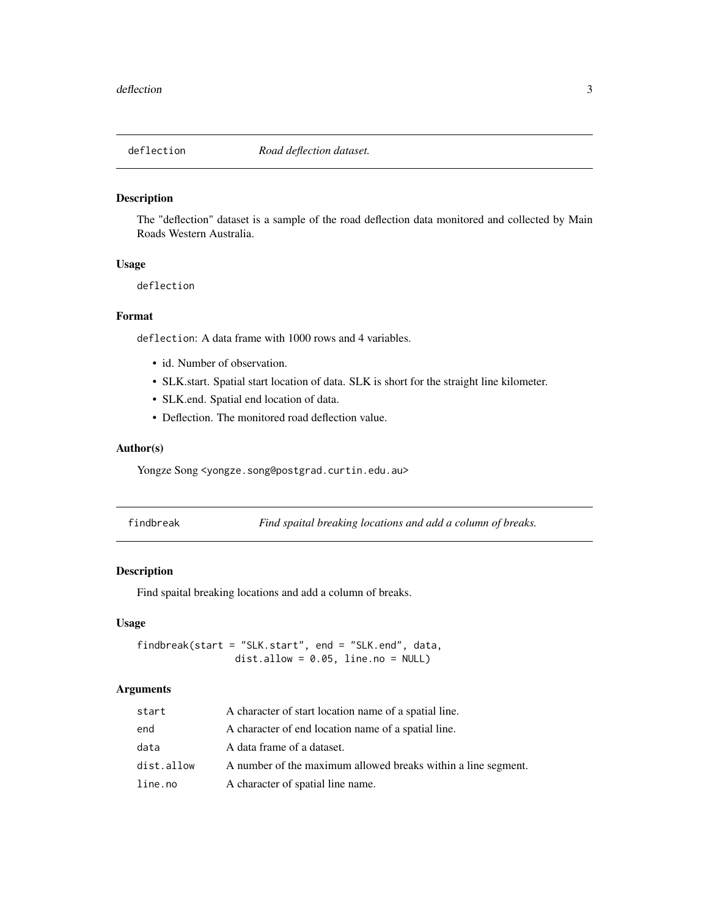## deflection — *Road deflection dataset.*

### Description

The "deflection" dataset is a sample of the road deflection data monitored and collected by Main Roads Western Australia.

### Usage

```
deflection
```

### Format

`deflection`: A data frame with 1000 rows and 4 variables.

- id. Number of observation.
- SLK.start. Spatial start location of data. SLK is short for the straight line kilometer.
- SLK.end. Spatial end location of data.
- Deflection. The monitored road deflection value.

### Author(s)

Yongze Song <yongze.song@postgrad.curtin.edu.au>

## findbreak — *Find spaital breaking locations and add a column of breaks.*

### Description

Find spaital breaking locations and add a column of breaks.

### Usage

```
findbreak(start = "SLK.start", end = "SLK.end", data,
                 dist.allow = 0.05, line.no = NULL)
```

### Arguments

| | |
|---|---|
| `start` | A character of start location name of a spatial line. |
| `end` | A character of end location name of a spatial line. |
| `data` | A data frame of a dataset. |
| `dist.allow` | A number of the maximum allowed breaks within a line segment. |
| `line.no` | A character of spatial line name. |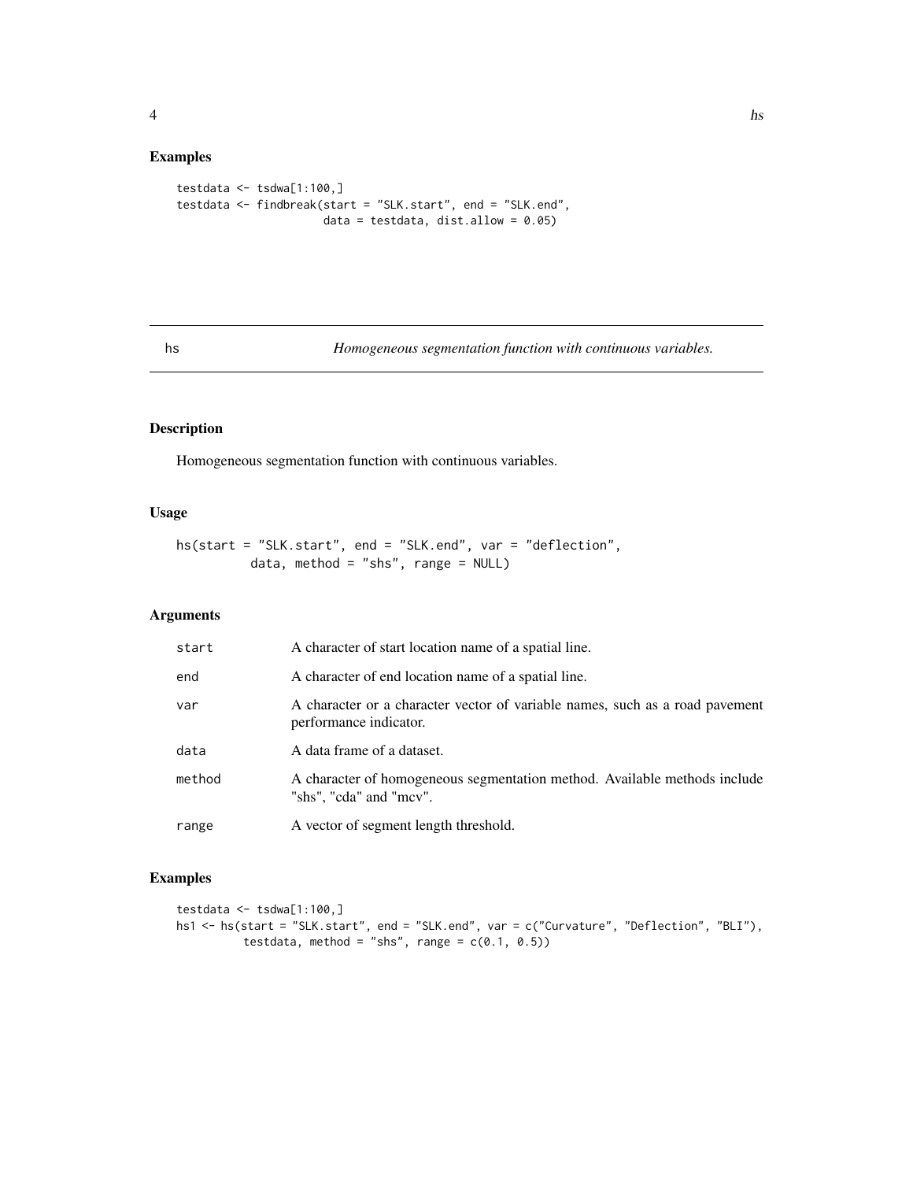## Examples

```
testdata <- tsdwa[1:100,]
testdata <- findbreak(start = "SLK.start", end = "SLK.end",
                      data = testdata, dist.allow = 0.05)
```

---

# hs — *Homogeneous segmentation function with continuous variables.*

---

## Description

Homogeneous segmentation function with continuous variables.

## Usage

```
hs(start = "SLK.start", end = "SLK.end", var = "deflection",
          data, method = "shs", range = NULL)
```

## Arguments

| | |
|---|---|
| start | A character of start location name of a spatial line. |
| end | A character of end location name of a spatial line. |
| var | A character or a character vector of variable names, such as a road pavement performance indicator. |
| data | A data frame of a dataset. |
| method | A character of homogeneous segmentation method. Available methods include "shs", "cda" and "mcv". |
| range | A vector of segment length threshold. |

## Examples

```
testdata <- tsdwa[1:100,]
hs1 <- hs(start = "SLK.start", end = "SLK.end", var = c("Curvature", "Deflection", "BLI"),
          testdata, method = "shs", range = c(0.1, 0.5))
```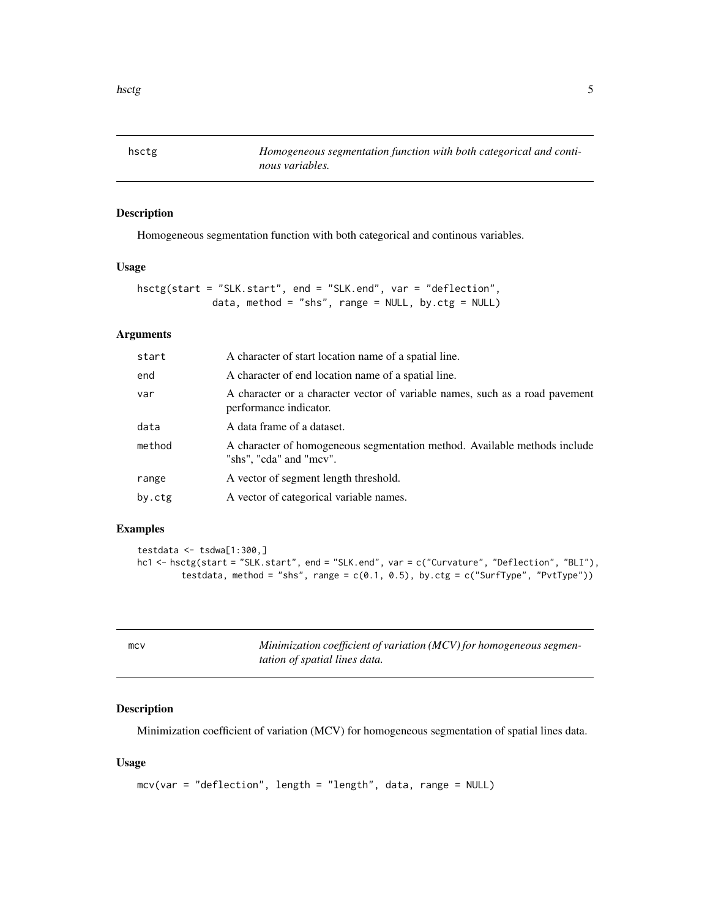## hsctg — *Homogeneous segmentation function with both categorical and continous variables.*

### Description

Homogeneous segmentation function with both categorical and continous variables.

### Usage

```
hsctg(start = "SLK.start", end = "SLK.end", var = "deflection",
            data, method = "shs", range = NULL, by.ctg = NULL)
```

### Arguments

| | |
|---|---|
| `start` | A character of start location name of a spatial line. |
| `end` | A character of end location name of a spatial line. |
| `var` | A character or a character vector of variable names, such as a road pavement performance indicator. |
| `data` | A data frame of a dataset. |
| `method` | A character of homogeneous segmentation method. Available methods include "shs", "cda" and "mcv". |
| `range` | A vector of segment length threshold. |
| `by.ctg` | A vector of categorical variable names. |

### Examples

```
testdata <- tsdwa[1:300,]
hc1 <- hsctg(start = "SLK.start", end = "SLK.end", var = c("Curvature", "Deflection", "BLI"),
        testdata, method = "shs", range = c(0.1, 0.5), by.ctg = c("SurfType", "PvtType"))
```

## mcv — *Minimization coefficient of variation (MCV) for homogeneous segmentation of spatial lines data.*

### Description

Minimization coefficient of variation (MCV) for homogeneous segmentation of spatial lines data.

### Usage

```
mcv(var = "deflection", length = "length", data, range = NULL)
```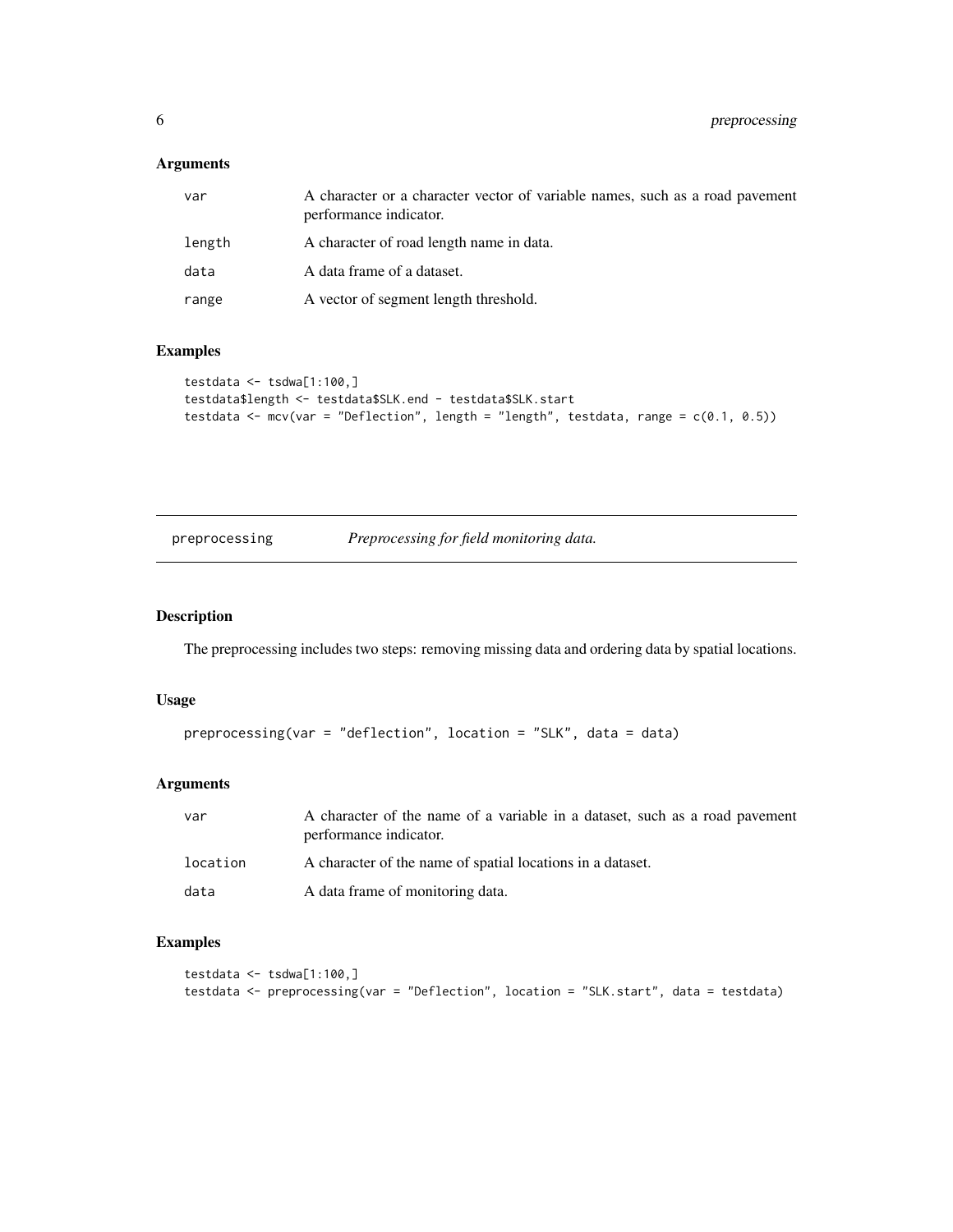### Arguments

| | |
|---|---|
| var | A character or a character vector of variable names, such as a road pavement performance indicator. |
| length | A character of road length name in data. |
| data | A data frame of a dataset. |
| range | A vector of segment length threshold. |

### Examples

```
testdata <- tsdwa[1:100,]
testdata$length <- testdata$SLK.end - testdata$SLK.start
testdata <- mcv(var = "Deflection", length = "length", testdata, range = c(0.1, 0.5))
```

---

## preprocessing    *Preprocessing for field monitoring data.*

---

### Description

The preprocessing includes two steps: removing missing data and ordering data by spatial locations.

### Usage

```
preprocessing(var = "deflection", location = "SLK", data = data)
```

### Arguments

| | |
|---|---|
| var | A character of the name of a variable in a dataset, such as a road pavement performance indicator. |
| location | A character of the name of spatial locations in a dataset. |
| data | A data frame of monitoring data. |

### Examples

```
testdata <- tsdwa[1:100,]
testdata <- preprocessing(var = "Deflection", location = "SLK.start", data = testdata)
```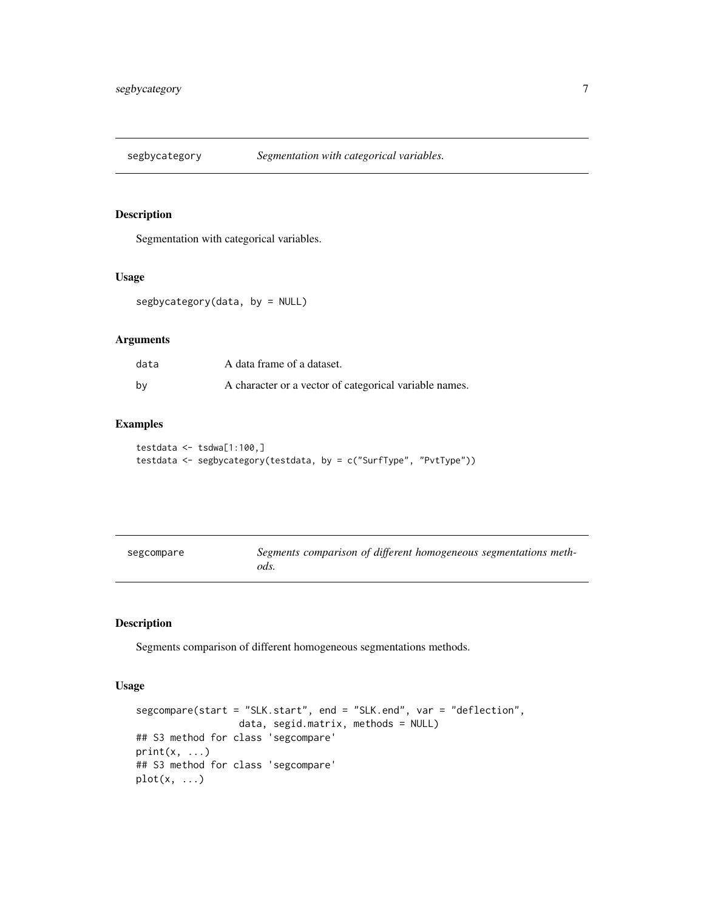## segbycategory — *Segmentation with categorical variables.*

### Description

Segmentation with categorical variables.

### Usage

```
segbycategory(data, by = NULL)
```

### Arguments

| | |
|---|---|
| `data` | A data frame of a dataset. |
| `by` | A character or a vector of categorical variable names. |

### Examples

```
testdata <- tsdwa[1:100,]
testdata <- segbycategory(testdata, by = c("SurfType", "PvtType"))
```

## segcompare — *Segments comparison of different homogeneous segmentations methods.*

### Description

Segments comparison of different homogeneous segmentations methods.

### Usage

```
segcompare(start = "SLK.start", end = "SLK.end", var = "deflection",
                data, segid.matrix, methods = NULL)
## S3 method for class 'segcompare'
print(x, ...)
## S3 method for class 'segcompare'
plot(x, ...)
```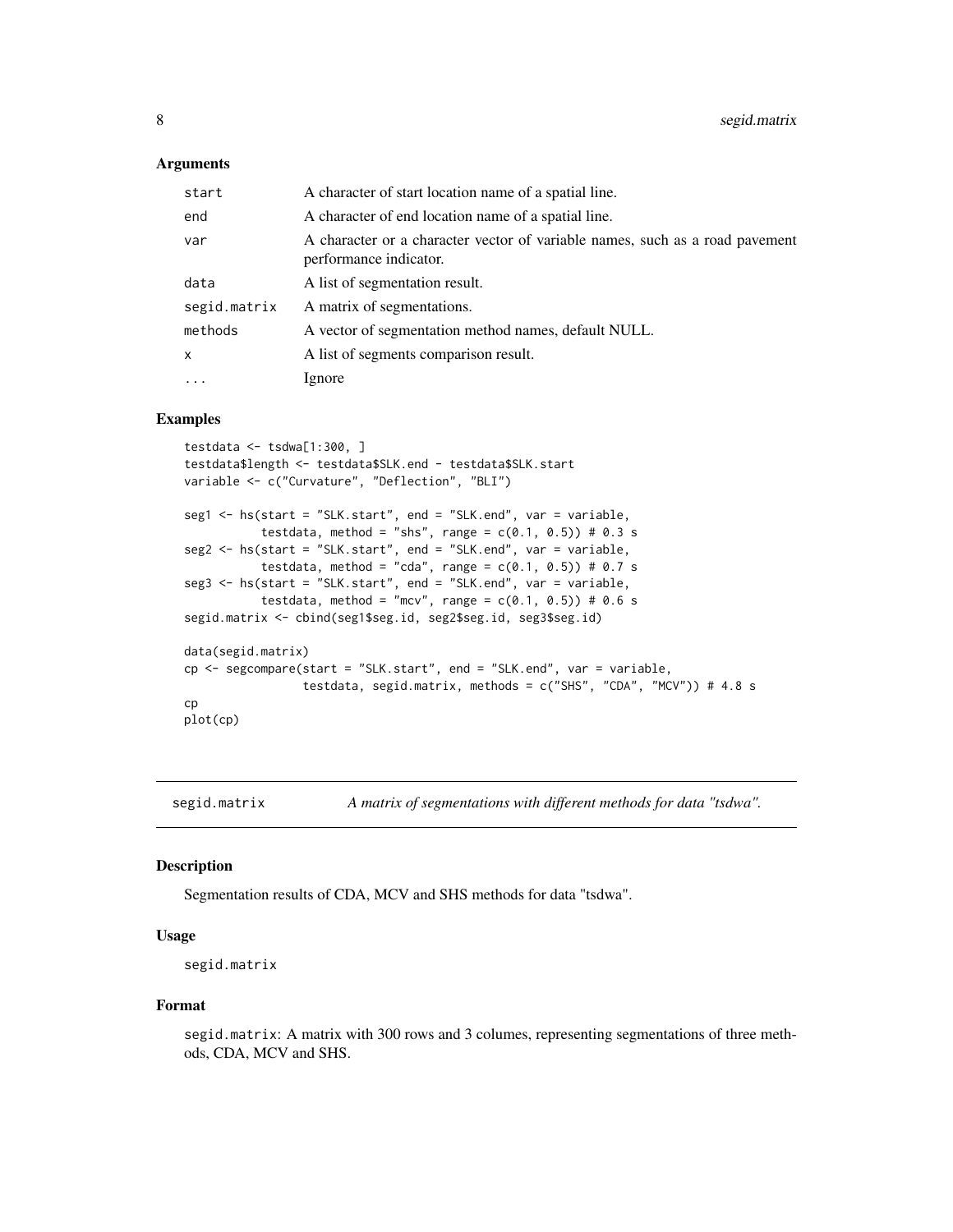### Arguments

| | |
|---|---|
| start | A character of start location name of a spatial line. |
| end | A character of end location name of a spatial line. |
| var | A character or a character vector of variable names, such as a road pavement performance indicator. |
| data | A list of segmentation result. |
| segid.matrix | A matrix of segmentations. |
| methods | A vector of segmentation method names, default NULL. |
| x | A list of segments comparison result. |
| ... | Ignore |

### Examples

```
testdata <- tsdwa[1:300, ]
testdata$length <- testdata$SLK.end - testdata$SLK.start
variable <- c("Curvature", "Deflection", "BLI")

seg1 <- hs(start = "SLK.start", end = "SLK.end", var = variable,
          testdata, method = "shs", range = c(0.1, 0.5)) # 0.3 s
seg2 <- hs(start = "SLK.start", end = "SLK.end", var = variable,
          testdata, method = "cda", range = c(0.1, 0.5)) # 0.7 s
seg3 <- hs(start = "SLK.start", end = "SLK.end", var = variable,
          testdata, method = "mcv", range = c(0.1, 0.5)) # 0.6 s
segid.matrix <- cbind(seg1$seg.id, seg2$seg.id, seg3$seg.id)

data(segid.matrix)
cp <- segcompare(start = "SLK.start", end = "SLK.end", var = variable,
                 testdata, segid.matrix, methods = c("SHS", "CDA", "MCV")) # 4.8 s
cp
plot(cp)
```

## segid.matrix — *A matrix of segmentations with different methods for data "tsdwa".*

### Description

Segmentation results of CDA, MCV and SHS methods for data "tsdwa".

### Usage

```
segid.matrix
```

### Format

segid.matrix: A matrix with 300 rows and 3 columes, representing segmentations of three methods, CDA, MCV and SHS.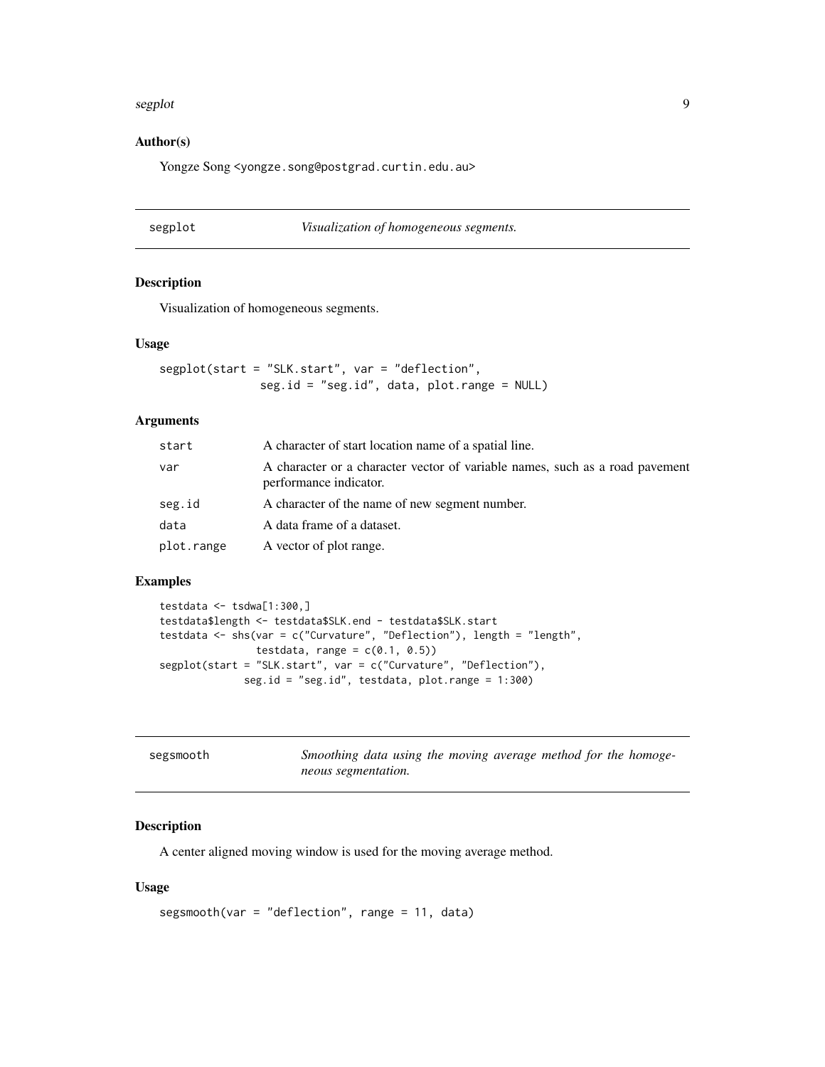## Author(s)

Yongze Song <yongze.song@postgrad.curtin.edu.au>

---

## segplot — *Visualization of homogeneous segments.*

### Description

Visualization of homogeneous segments.

### Usage

```
segplot(start = "SLK.start", var = "deflection",
               seg.id = "seg.id", data, plot.range = NULL)
```

### Arguments

| | |
|---|---|
| start | A character of start location name of a spatial line. |
| var | A character or a character vector of variable names, such as a road pavement performance indicator. |
| seg.id | A character of the name of new segment number. |
| data | A data frame of a dataset. |
| plot.range | A vector of plot range. |

### Examples

```
testdata <- tsdwa[1:300,]
testdata$length <- testdata$SLK.end - testdata$SLK.start
testdata <- shs(var = c("Curvature", "Deflection"), length = "length",
               testdata, range = c(0.1, 0.5))
segplot(start = "SLK.start", var = c("Curvature", "Deflection"),
             seg.id = "seg.id", testdata, plot.range = 1:300)
```

---

## segsmooth — *Smoothing data using the moving average method for the homogeneous segmentation.*

### Description

A center aligned moving window is used for the moving average method.

### Usage

```
segsmooth(var = "deflection", range = 11, data)
```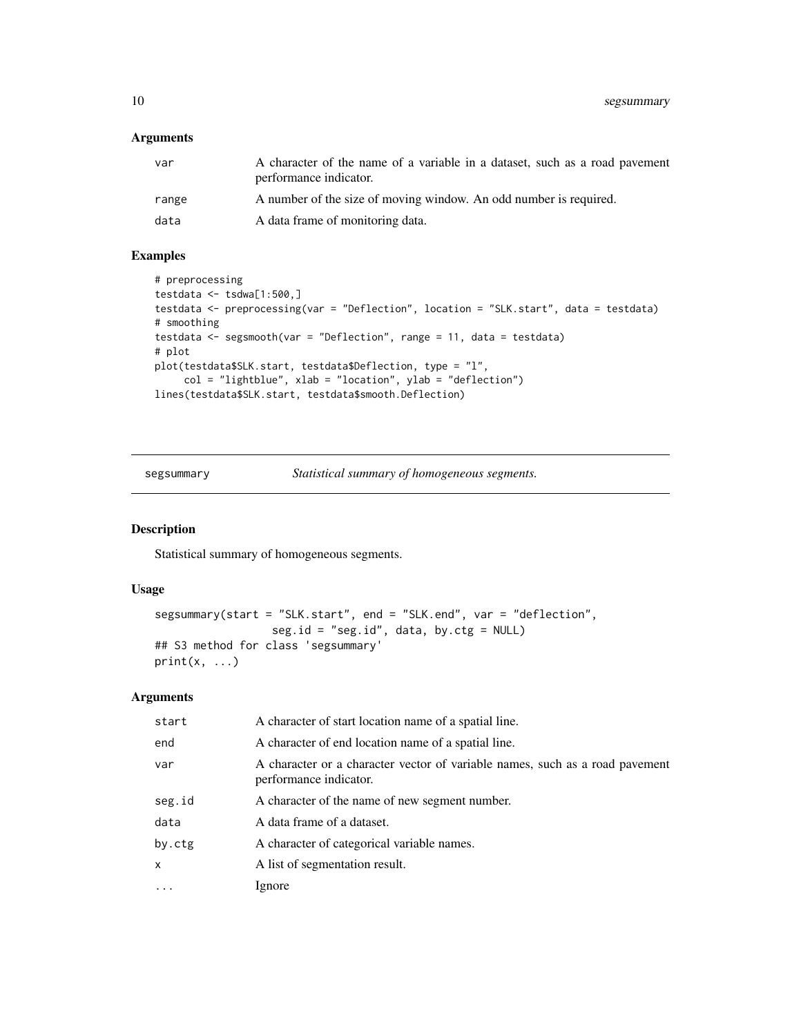### Arguments

| | |
|---|---|
| var | A character of the name of a variable in a dataset, such as a road pavement performance indicator. |
| range | A number of the size of moving window. An odd number is required. |
| data | A data frame of monitoring data. |

### Examples

```
# preprocessing
testdata <- tsdwa[1:500,]
testdata <- preprocessing(var = "Deflection", location = "SLK.start", data = testdata)
# smoothing
testdata <- segsmooth(var = "Deflection", range = 11, data = testdata)
# plot
plot(testdata$SLK.start, testdata$Deflection, type = "l",
     col = "lightblue", xlab = "location", ylab = "deflection")
lines(testdata$SLK.start, testdata$smooth.Deflection)
```

---

## segsummary &nbsp;&nbsp;&nbsp; *Statistical summary of homogeneous segments.*

---

### Description

Statistical summary of homogeneous segments.

### Usage

```
segsummary(start = "SLK.start", end = "SLK.end", var = "deflection",
                  seg.id = "seg.id", data, by.ctg = NULL)
## S3 method for class 'segsummary'
print(x, ...)
```

### Arguments

| | |
|---|---|
| start | A character of start location name of a spatial line. |
| end | A character of end location name of a spatial line. |
| var | A character or a character vector of variable names, such as a road pavement performance indicator. |
| seg.id | A character of the name of new segment number. |
| data | A data frame of a dataset. |
| by.ctg | A character of categorical variable names. |
| x | A list of segmentation result. |
| ... | Ignore |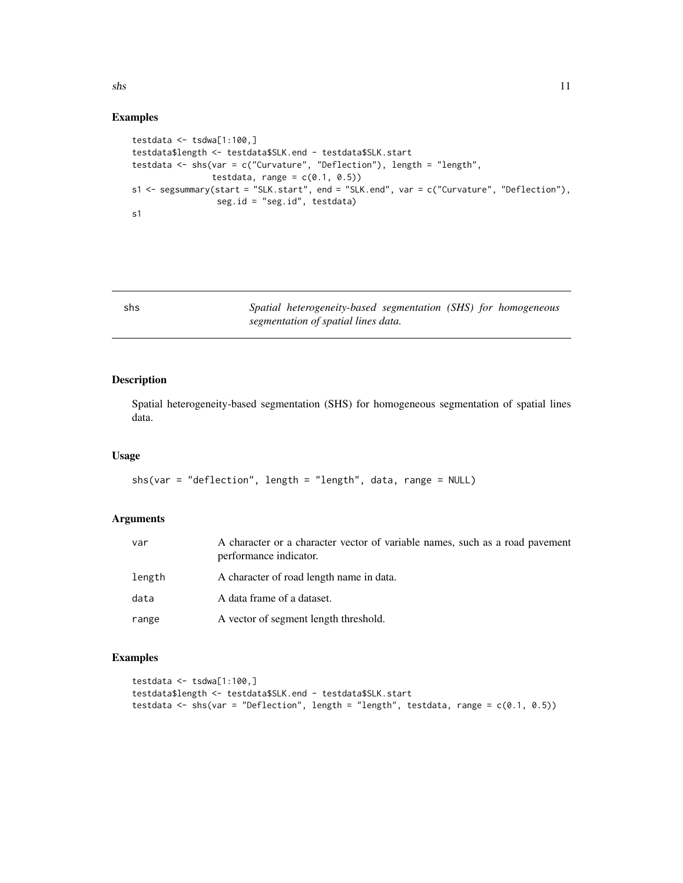## Examples

```
testdata <- tsdwa[1:100,]
testdata$length <- testdata$SLK.end - testdata$SLK.start
testdata <- shs(var = c("Curvature", "Deflection"), length = "length",
                testdata, range = c(0.1, 0.5))
s1 <- segsummary(start = "SLK.start", end = "SLK.end", var = c("Curvature", "Deflection"),
                 seg.id = "seg.id", testdata)
s1
```

---

# shs — *Spatial heterogeneity-based segmentation (SHS) for homogeneous segmentation of spatial lines data.*

---

## Description

Spatial heterogeneity-based segmentation (SHS) for homogeneous segmentation of spatial lines data.

## Usage

```
shs(var = "deflection", length = "length", data, range = NULL)
```

## Arguments

| | |
|---|---|
| var | A character or a character vector of variable names, such as a road pavement performance indicator. |
| length | A character of road length name in data. |
| data | A data frame of a dataset. |
| range | A vector of segment length threshold. |

## Examples

```
testdata <- tsdwa[1:100,]
testdata$length <- testdata$SLK.end - testdata$SLK.start
testdata <- shs(var = "Deflection", length = "length", testdata, range = c(0.1, 0.5))
```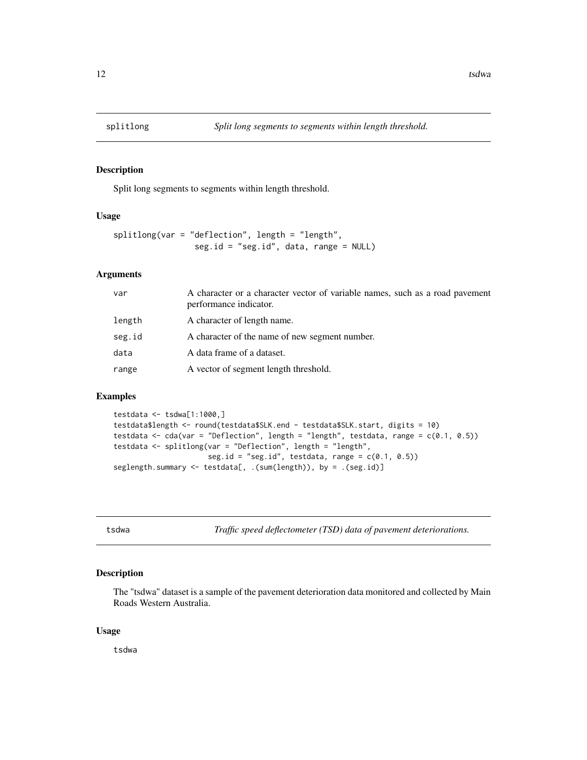## splitlong *Split long segments to segments within length threshold.*

### Description

Split long segments to segments within length threshold.

### Usage

```
splitlong(var = "deflection", length = "length",
                  seg.id = "seg.id", data, range = NULL)
```

### Arguments

| | |
|---|---|
| var | A character or a character vector of variable names, such as a road pavement performance indicator. |
| length | A character of length name. |
| seg.id | A character of the name of new segment number. |
| data | A data frame of a dataset. |
| range | A vector of segment length threshold. |

### Examples

```
testdata <- tsdwa[1:1000,]
testdata$length <- round(testdata$SLK.end - testdata$SLK.start, digits = 10)
testdata <- cda(var = "Deflection", length = "length", testdata, range = c(0.1, 0.5))
testdata <- splitlong(var = "Deflection", length = "length",
                      seg.id = "seg.id", testdata, range = c(0.1, 0.5))
seglength.summary <- testdata[, .(sum(length)), by = .(seg.id)]
```

## tsdwa *Traffic speed deflectometer (TSD) data of pavement deteriorations.*

### Description

The "tsdwa" dataset is a sample of the pavement deterioration data monitored and collected by Main Roads Western Australia.

### Usage

```
tsdwa
```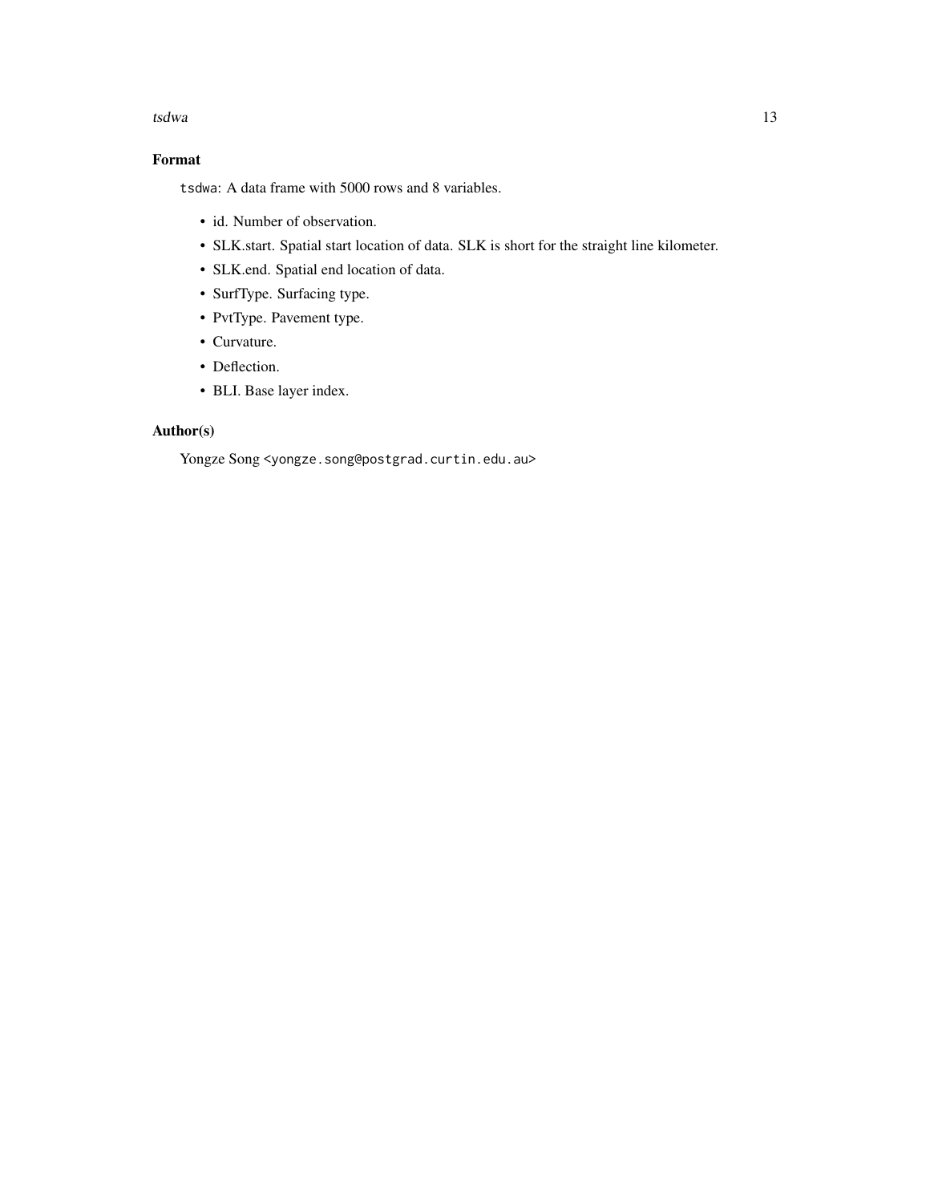## Format

`tsdwa`: A data frame with 5000 rows and 8 variables.

- id. Number of observation.
- SLK.start. Spatial start location of data. SLK is short for the straight line kilometer.
- SLK.end. Spatial end location of data.
- SurfType. Surfacing type.
- PvtType. Pavement type.
- Curvature.
- Deflection.
- BLI. Base layer index.

## Author(s)

Yongze Song <yongze.song@postgrad.curtin.edu.au>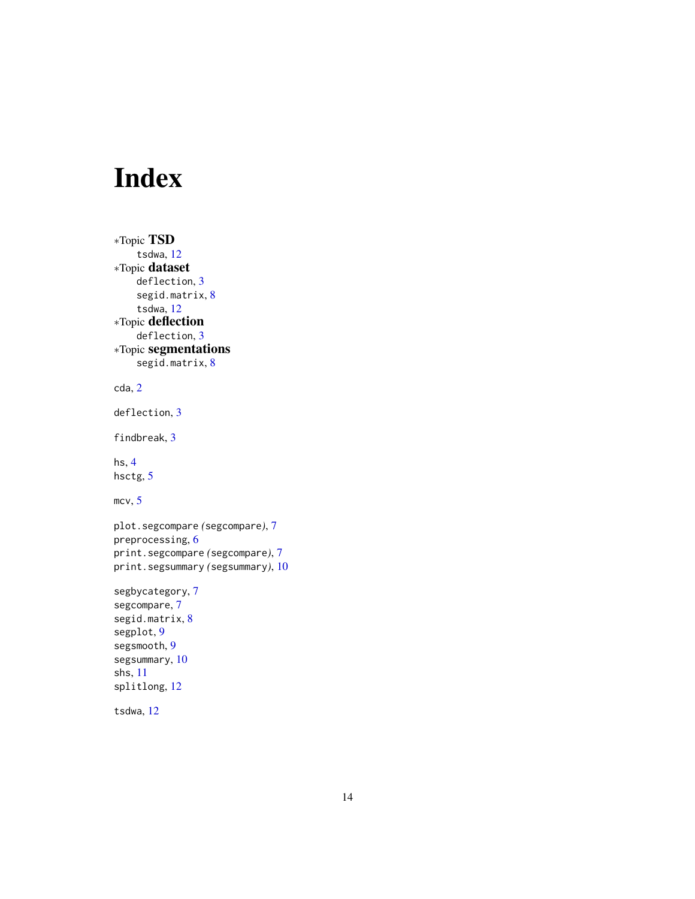# Index

∗Topic **TSD**
  tsdwa, 12
∗Topic **dataset**
  deflection, 3
  segid.matrix, 8
  tsdwa, 12
∗Topic **deflection**
  deflection, 3
∗Topic **segmentations**
  segid.matrix, 8

cda, 2

deflection, 3

findbreak, 3

hs, 4
hsctg, 5

mcv, 5

plot.segcompare *(*segcompare*)*, 7
preprocessing, 6
print.segcompare *(*segcompare*)*, 7
print.segsummary *(*segsummary*)*, 10

segbycategory, 7
segcompare, 7
segid.matrix, 8
segplot, 9
segsmooth, 9
segsummary, 10
shs, 11
splitlong, 12

tsdwa, 12